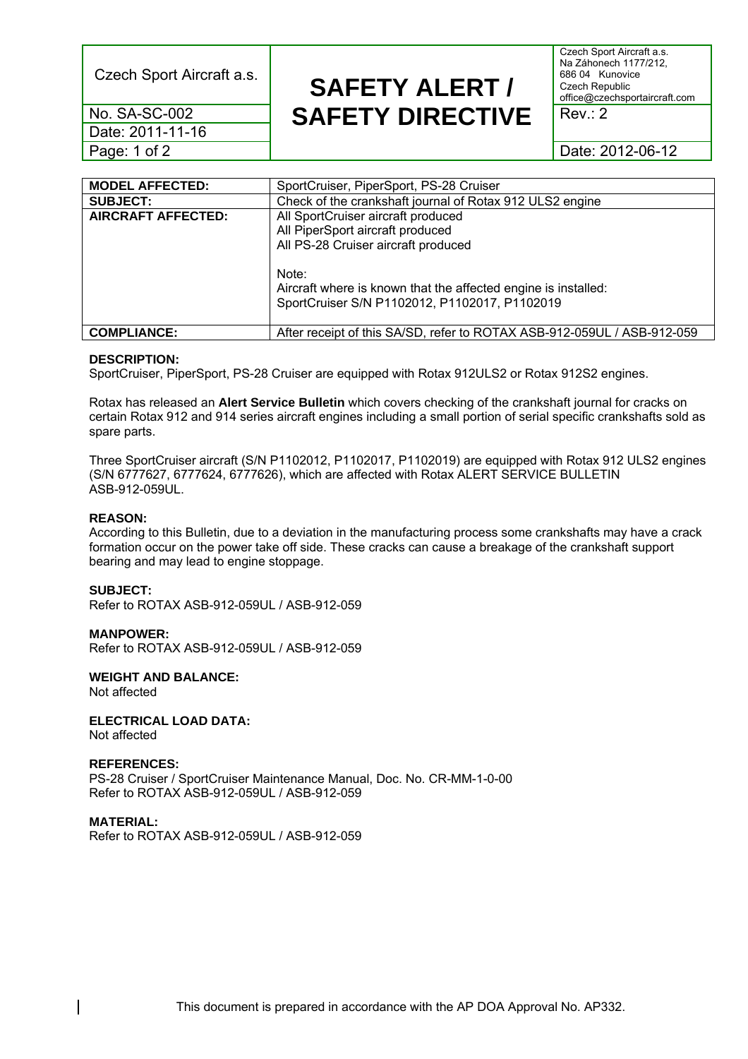| Czech Sport Aircraft a.s. | SAFETY ALERT / SAFETY DIRECTIVE | Czech Sport Aircraft a.s. Na Záhonech 1177/212, 686 04 Kunovice Czech Republic office@czechsportaircraft.com |
|---|---|---|
| No. SA-SC-002 | | Rev.: 2 |
| Date: 2011-11-16 | | |
| | | Date: 2012-06-12 |

| **MODEL AFFECTED:** | SportCruiser, PiperSport, PS-28 Cruiser |
|---|---|
| **SUBJECT:** | Check of the crankshaft journal of Rotax 912 ULS2 engine |
| **AIRCRAFT AFFECTED:** | All SportCruiser aircraft produced<br>All PiperSport aircraft produced<br>All PS-28 Cruiser aircraft produced<br><br>Note:<br>Aircraft where is known that the affected engine is installed:<br>SportCruiser S/N P1102012, P1102017, P1102019 |
| **COMPLIANCE:** | After receipt of this SA/SD, refer to ROTAX ASB-912-059UL / ASB-912-059 |

**DESCRIPTION:**

SportCruiser, PiperSport, PS-28 Cruiser are equipped with Rotax 912ULS2 or Rotax 912S2 engines.

Rotax has released an **Alert Service Bulletin** which covers checking of the crankshaft journal for cracks on certain Rotax 912 and 914 series aircraft engines including a small portion of serial specific crankshafts sold as spare parts.

Three SportCruiser aircraft (S/N P1102012, P1102017, P1102019) are equipped with Rotax 912 ULS2 engines (S/N 6777627, 6777624, 6777626), which are affected with Rotax ALERT SERVICE BULLETIN ASB-912-059UL.

**REASON:**

According to this Bulletin, due to a deviation in the manufacturing process some crankshafts may have a crack formation occur on the power take off side. These cracks can cause a breakage of the crankshaft support bearing and may lead to engine stoppage.

**SUBJECT:**

Refer to ROTAX ASB-912-059UL / ASB-912-059

**MANPOWER:**

Refer to ROTAX ASB-912-059UL / ASB-912-059

**WEIGHT AND BALANCE:**

Not affected

**ELECTRICAL LOAD DATA:**

Not affected

**REFERENCES:**

PS-28 Cruiser / SportCruiser Maintenance Manual, Doc. No. CR-MM-1-0-00
Refer to ROTAX ASB-912-059UL / ASB-912-059

**MATERIAL:**

Refer to ROTAX ASB-912-059UL / ASB-912-059

This document is prepared in accordance with the AP DOA Approval No. AP332.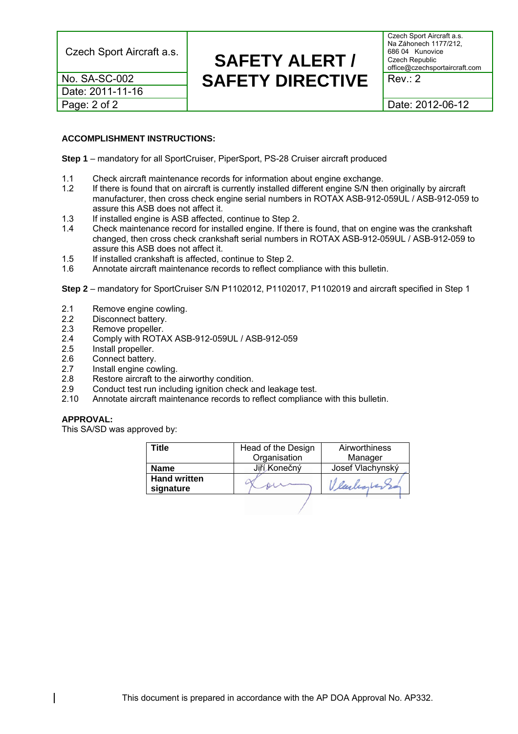**ACCOMPLISHMENT INSTRUCTIONS:**

**Step 1** – mandatory for all SportCruiser, PiperSport, PS-28 Cruiser aircraft produced

1.1 Check aircraft maintenance records for information about engine exchange.
1.2 If there is found that on aircraft is currently installed different engine S/N then originally by aircraft manufacturer, then cross check engine serial numbers in ROTAX ASB-912-059UL / ASB-912-059 to assure this ASB does not affect it.
1.3 If installed engine is ASB affected, continue to Step 2.
1.4 Check maintenance record for installed engine. If there is found, that on engine was the crankshaft changed, then cross check crankshaft serial numbers in ROTAX ASB-912-059UL / ASB-912-059 to assure this ASB does not affect it.
1.5 If installed crankshaft is affected, continue to Step 2.
1.6 Annotate aircraft maintenance records to reflect compliance with this bulletin.

**Step 2** – mandatory for SportCruiser S/N P1102012, P1102017, P1102019 and aircraft specified in Step 1

2.1 Remove engine cowling.
2.2 Disconnect battery.
2.3 Remove propeller.
2.4 Comply with ROTAX ASB-912-059UL / ASB-912-059
2.5 Install propeller.
2.6 Connect battery.
2.7 Install engine cowling.
2.8 Restore aircraft to the airworthy condition.
2.9 Conduct test run including ignition check and leakage test.
2.10 Annotate aircraft maintenance records to reflect compliance with this bulletin.

**APPROVAL:**
This SA/SD was approved by:

| **Title** | Head of the Design Organisation | Airworthiness Manager |
|---|---|---|
| **Name** | Jiří Konečný | Josef Vlachynský |
| **Hand written signature** | | |

This document is prepared in accordance with the AP DOA Approval No. AP332.